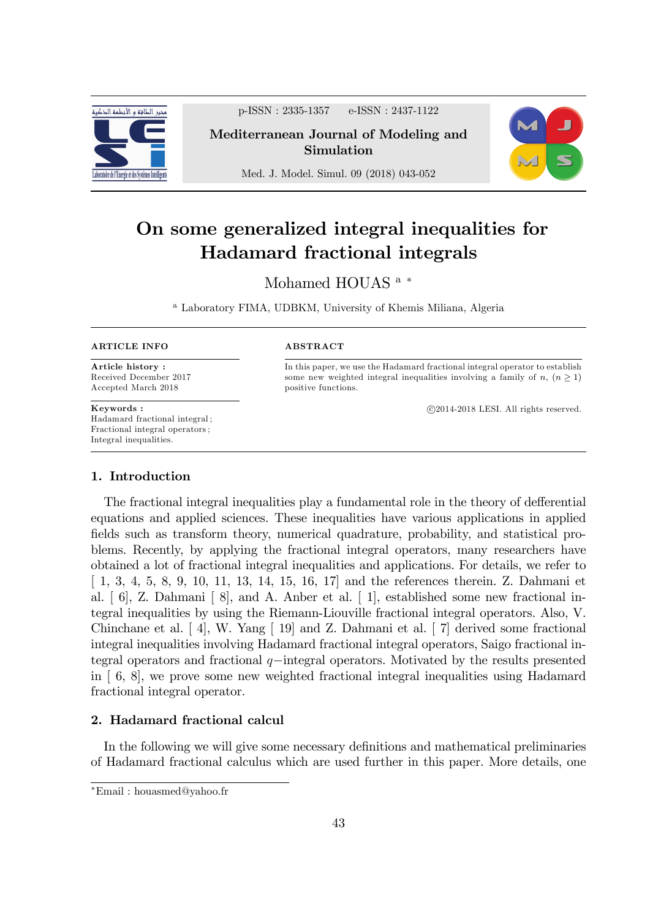# On some generalized integral inequalities for Hadamard fractional integrals

Mohamed HOUAS [a] *

[a] Laboratory FIMA, UDBKM, University of Khemis Miliana, Algeria

**ARTICLE INFO**

**Article history :**
Received December 2017
Accepted March 2018

**Keywords :**
Hadamard fractional integral ;
Fractional integral operators ;
Integral inequalities.

**ABSTRACT**

In this paper, we use the Hadamard fractional integral operator to establish some new weighted integral inequalities involving a family of $n$, $(n \geq 1)$ positive functions.

©2014-2018 LESI. All rights reserved.

## 1. Introduction

The fractional integral inequalities play a fundamental role in the theory of defferential equations and applied sciences. These inequalities have various applications in applied fields such as transform theory, numerical quadrature, probability, and statistical problems. Recently, by applying the fractional integral operators, many researchers have obtained a lot of fractional integral inequalities and applications. For details, we refer to [ 1, 3, 4, 5, 8, 9, 10, 11, 13, 14, 15, 16, 17] and the references therein. Z. Dahmani et al. [ 6], Z. Dahmani [ 8], and A. Anber et al. [ 1], established some new fractional integral inequalities by using the Riemann-Liouville fractional integral operators. Also, V. Chinchane et al. [ 4], W. Yang [ 19] and Z. Dahmani et al. [ 7] derived some fractional integral inequalities involving Hadamard fractional integral operators, Saigo fractional integral operators and fractional $q-$integral operators. Motivated by the results presented in [ 6, 8], we prove some new weighted fractional integral inequalities using Hadamard fractional integral operator.

## 2. Hadamard fractional calcul

In the following we will give some necessary definitions and mathematical preliminaries of Hadamard fractional calculus which are used further in this paper. More details, one

*Email : houasmed@yahoo.fr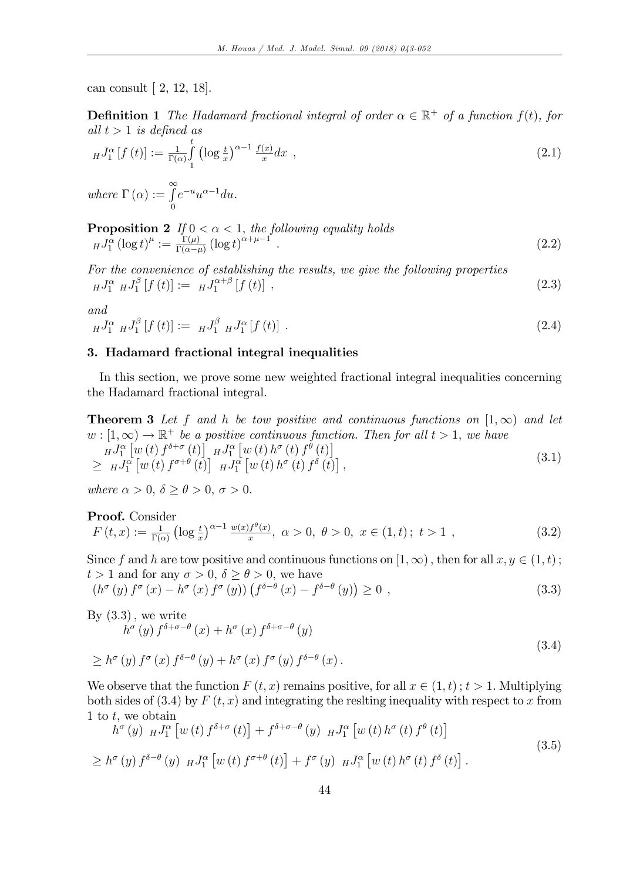can consult [ 2, 12, 18].

**Definition 1** *The Hadamard fractional integral of order $\alpha \in \mathbb{R}^{+}$ of a function $f(t)$, for all $t > 1$ is defined as*

$$
{}_{H}J_{1}^{\alpha}\left[f\left(t\right)\right] := \frac{1}{\Gamma(\alpha)}\int_{1}^{t}\left(\log\frac{t}{x}\right)^{\alpha-1}\frac{f(x)}{x}dx \ , \tag{2.1}
$$

*where* $\Gamma\left(\alpha\right) := \int_{0}^{\infty} e^{-u}u^{\alpha-1}du.$

**Proposition 2** *If $0 < \alpha < 1$, the following equality holds*

$$
{}_{H}J_{1}^{\alpha}\left(\log t\right)^{\mu} := \frac{\Gamma(\mu)}{\Gamma(\alpha-\mu)}\left(\log t\right)^{\alpha+\mu-1} . \tag{2.2}
$$

*For the convenience of establishing the results, we give the following properties*

$$
{}_{H}J_{1}^{\alpha}\ {}_{H}J_{1}^{\beta}\left[f\left(t\right)\right] := \ {}_{H}J_{1}^{\alpha+\beta}\left[f\left(t\right)\right] \ , \tag{2.3}
$$

*and*

$$
{}_{H}J_{1}^{\alpha}\ {}_{H}J_{1}^{\beta}\left[f\left(t\right)\right] := \ {}_{H}J_{1}^{\beta}\ {}_{H}J_{1}^{\alpha}\left[f\left(t\right)\right] . \tag{2.4}
$$

## 3. Hadamard fractional integral inequalities

In this section, we prove some new weighted fractional integral inequalities concerning the Hadamard fractional integral.

**Theorem 3** *Let $f$ and $h$ be tow positive and continuous functions on $[1, \infty)$ and let $w : [1, \infty) \rightarrow \mathbb{R}^{+}$ be a positive continuous function. Then for all $t > 1$, we have*

$$
\begin{aligned}
&{}_{H}J_{1}^{\alpha}\left[w\left(t\right)f^{\delta+\sigma}\left(t\right)\right]\ {}_{H}J_{1}^{\alpha}\left[w\left(t\right)h^{\sigma}\left(t\right)f^{\theta}\left(t\right)\right] \\
\geq\ &{}_{H}J_{1}^{\alpha}\left[w\left(t\right)f^{\sigma+\theta}\left(t\right)\right]\ {}_{H}J_{1}^{\alpha}\left[w\left(t\right)h^{\sigma}\left(t\right)f^{\delta}\left(t\right)\right],
\end{aligned} \tag{3.1}
$$

*where $\alpha > 0$, $\delta \geq \theta > 0$, $\sigma > 0$.*

**Proof.** Consider

$$
F\left(t,x\right) := \frac{1}{\Gamma(\alpha)}\left(\log\frac{t}{x}\right)^{\alpha-1}\frac{w(x)f^{\theta}(x)}{x},\ \alpha > 0,\ \theta > 0,\ x \in (1,t);\ t > 1 \ , \tag{3.2}
$$

Since $f$ and $h$ are tow positive and continuous functions on $[1, \infty)$, then for all $x, y \in (1, t)$; $t > 1$ and for any $\sigma > 0$, $\delta \geq \theta > 0$, we have

$$
\left(h^{\sigma}\left(y\right)f^{\sigma}\left(x\right) - h^{\sigma}\left(x\right)f^{\sigma}\left(y\right)\right)\left(f^{\delta-\theta}\left(x\right) - f^{\delta-\theta}\left(y\right)\right) \geq 0 \ , \tag{3.3}
$$

By $(3.3)$, we write

$$
\begin{aligned}
&h^{\sigma}\left(y\right)f^{\delta+\sigma-\theta}\left(x\right) + h^{\sigma}\left(x\right)f^{\delta+\sigma-\theta}\left(y\right) \\
\geq\ &h^{\sigma}\left(y\right)f^{\sigma}\left(x\right)f^{\delta-\theta}\left(y\right) + h^{\sigma}\left(x\right)f^{\sigma}\left(y\right)f^{\delta-\theta}\left(x\right).
\end{aligned} \tag{3.4}
$$

We observe that the function $F(t, x)$ remains positive, for all $x \in (1, t)$; $t > 1$. Multiplying both sides of $(3.4)$ by $F(t, x)$ and integrating the reslting inequality with respect to $x$ from 1 to $t$, we obtain

$$
\begin{aligned}
&h^{\sigma}\left(y\right)\ {}_{H}J_{1}^{\alpha}\left[w\left(t\right)f^{\delta+\sigma}\left(t\right)\right] + f^{\delta+\sigma-\theta}\left(y\right)\ {}_{H}J_{1}^{\alpha}\left[w\left(t\right)h^{\sigma}\left(t\right)f^{\theta}\left(t\right)\right] \\
\geq\ &h^{\sigma}\left(y\right)f^{\delta-\theta}\left(y\right)\ {}_{H}J_{1}^{\alpha}\left[w\left(t\right)f^{\sigma+\theta}\left(t\right)\right] + f^{\sigma}\left(y\right)\ {}_{H}J_{1}^{\alpha}\left[w\left(t\right)h^{\sigma}\left(t\right)f^{\delta}\left(t\right)\right].
\end{aligned} \tag{3.5}
$$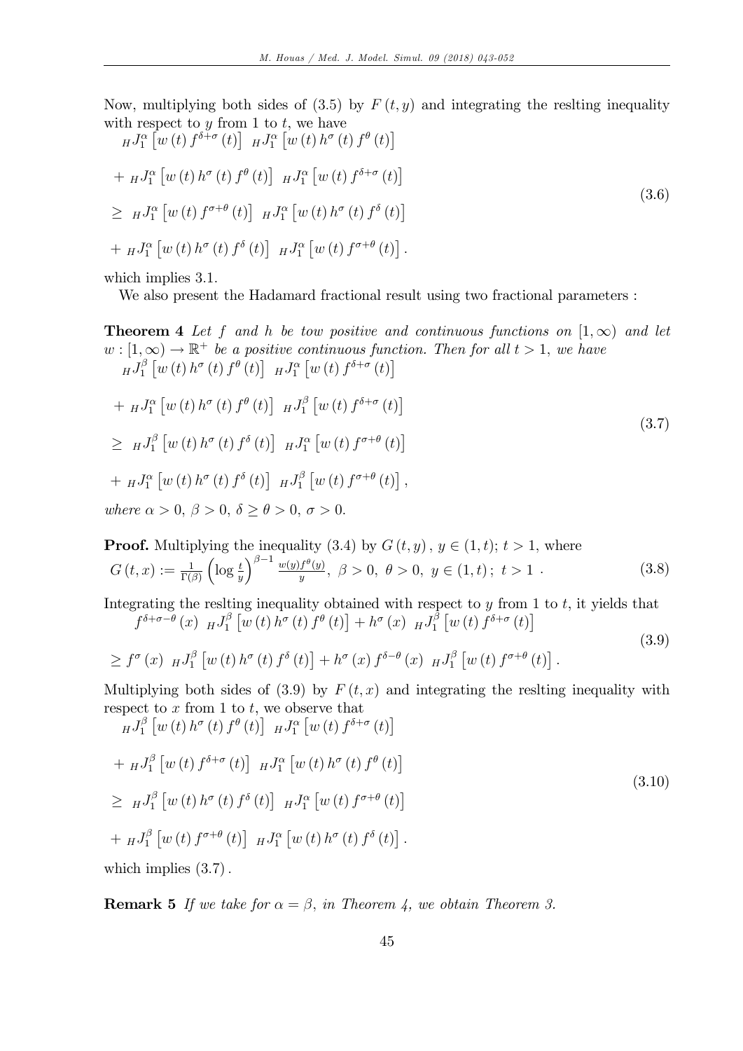Now, multiplying both sides of (3.5) by $F(t,y)$ and integrating the reslting inequality with respect to $y$ from 1 to $t$, we have

$$
\begin{aligned}
& {}_HJ_1^{\alpha}\left[w(t)f^{\delta+\sigma}(t)\right]\ {}_HJ_1^{\alpha}\left[w(t)h^{\sigma}(t)f^{\theta}(t)\right] \\
& +\ {}_HJ_1^{\alpha}\left[w(t)h^{\sigma}(t)f^{\theta}(t)\right]\ {}_HJ_1^{\alpha}\left[w(t)f^{\delta+\sigma}(t)\right] \\
& \geq\ {}_HJ_1^{\alpha}\left[w(t)f^{\sigma+\theta}(t)\right]\ {}_HJ_1^{\alpha}\left[w(t)h^{\sigma}(t)f^{\delta}(t)\right] \\
& +\ {}_HJ_1^{\alpha}\left[w(t)h^{\sigma}(t)f^{\delta}(t)\right]\ {}_HJ_1^{\alpha}\left[w(t)f^{\sigma+\theta}(t)\right].
\end{aligned}
\tag{3.6}
$$

which implies 3.1.

We also present the Hadamard fractional result using two fractional parameters :

**Theorem 4** *Let $f$ and $h$ be tow positive and continuous functions on $[1,\infty)$ and let $w:[1,\infty)\to\mathbb{R}^+$ be a positive continuous function. Then for all $t>1$, we have*

$$
\begin{aligned}
& {}_HJ_1^{\beta}\left[w(t)h^{\sigma}(t)f^{\theta}(t)\right]\ {}_HJ_1^{\alpha}\left[w(t)f^{\delta+\sigma}(t)\right] \\
& +\ {}_HJ_1^{\alpha}\left[w(t)h^{\sigma}(t)f^{\theta}(t)\right]\ {}_HJ_1^{\beta}\left[w(t)f^{\delta+\sigma}(t)\right] \\
& \geq\ {}_HJ_1^{\beta}\left[w(t)h^{\sigma}(t)f^{\delta}(t)\right]\ {}_HJ_1^{\alpha}\left[w(t)f^{\sigma+\theta}(t)\right] \\
& +\ {}_HJ_1^{\alpha}\left[w(t)h^{\sigma}(t)f^{\delta}(t)\right]\ {}_HJ_1^{\beta}\left[w(t)f^{\sigma+\theta}(t)\right],
\end{aligned}
\tag{3.7}
$$

*where $\alpha>0,\ \beta>0,\ \delta\geq\theta>0,\ \sigma>0.$*

**Proof.** Multiplying the inequality (3.4) by $G(t,y)$, $y\in(1,t)$; $t>1$, where

$$
G(t,x) := \frac{1}{\Gamma(\beta)}\left(\log\frac{t}{y}\right)^{\beta-1}\frac{w(y)f^{\theta}(y)}{y},\ \beta>0,\ \theta>0,\ y\in(1,t);\ t>1\ . \tag{3.8}
$$

Integrating the reslting inequality obtained with respect to $y$ from 1 to $t$, it yields that

$$
\begin{aligned}
& f^{\delta+\sigma-\theta}(x)\ {}_HJ_1^{\beta}\left[w(t)h^{\sigma}(t)f^{\theta}(t)\right] + h^{\sigma}(x)\ {}_HJ_1^{\beta}\left[w(t)f^{\delta+\sigma}(t)\right] \\
& \geq f^{\sigma}(x)\ {}_HJ_1^{\beta}\left[w(t)h^{\sigma}(t)f^{\delta}(t)\right] + h^{\sigma}(x)f^{\delta-\theta}(x)\ {}_HJ_1^{\beta}\left[w(t)f^{\sigma+\theta}(t)\right].
\end{aligned}
\tag{3.9}
$$

Multiplying both sides of (3.9) by $F(t,x)$ and integrating the reslting inequality with respect to $x$ from 1 to $t$, we observe that

$$
\begin{aligned}
& {}_HJ_1^{\beta}\left[w(t)h^{\sigma}(t)f^{\theta}(t)\right]\ {}_HJ_1^{\alpha}\left[w(t)f^{\delta+\sigma}(t)\right] \\
& +\ {}_HJ_1^{\beta}\left[w(t)f^{\delta+\sigma}(t)\right]\ {}_HJ_1^{\alpha}\left[w(t)h^{\sigma}(t)f^{\theta}(t)\right] \\
& \geq\ {}_HJ_1^{\beta}\left[w(t)h^{\sigma}(t)f^{\delta}(t)\right]\ {}_HJ_1^{\alpha}\left[w(t)f^{\sigma+\theta}(t)\right] \\
& +\ {}_HJ_1^{\beta}\left[w(t)f^{\sigma+\theta}(t)\right]\ {}_HJ_1^{\alpha}\left[w(t)h^{\sigma}(t)f^{\delta}(t)\right].
\end{aligned}
\tag{3.10}
$$

which implies $(3.7)$.

**Remark 5** *If we take for $\alpha=\beta$, in Theorem 4, we obtain Theorem 3.*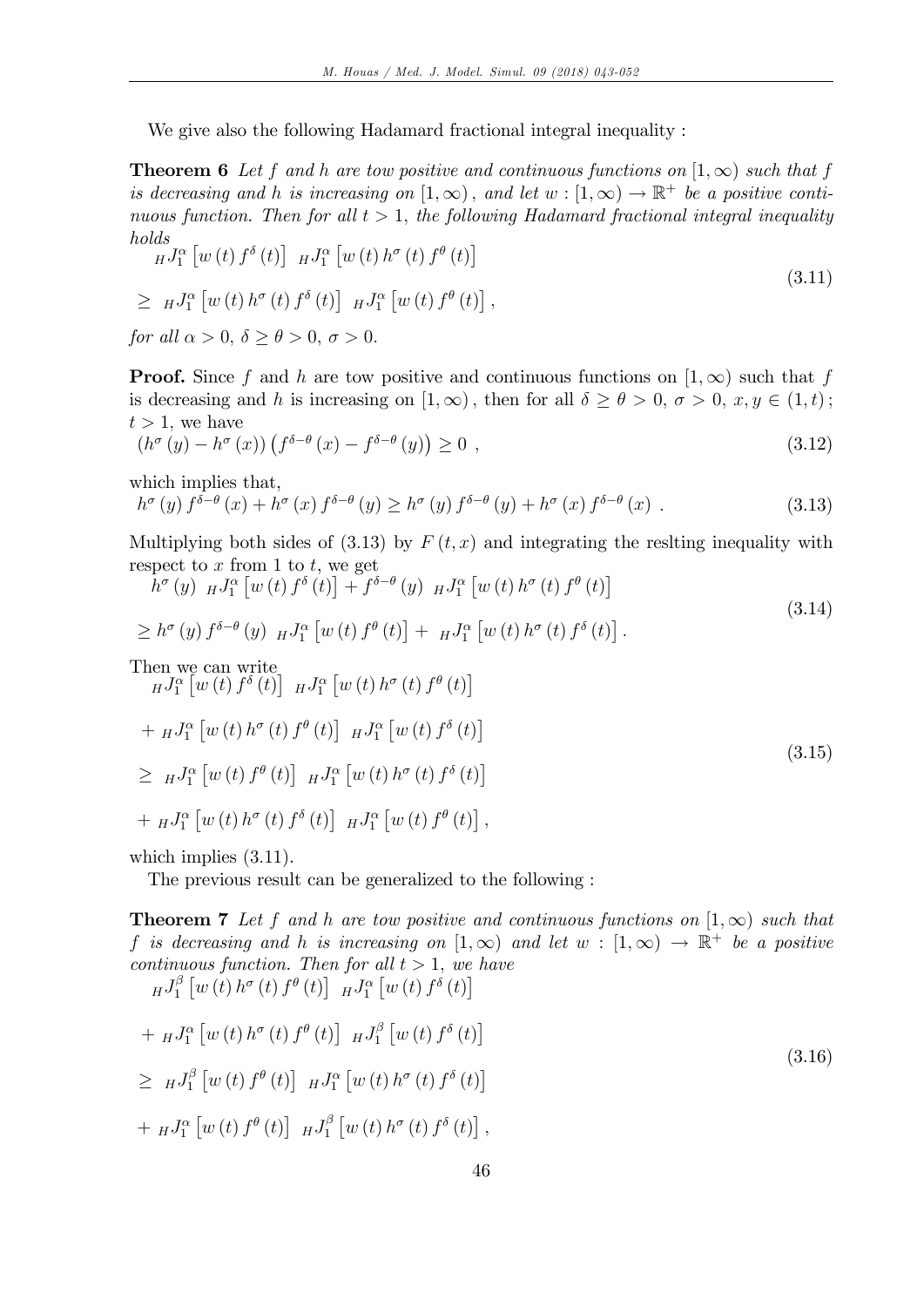We give also the following Hadamard fractional integral inequality :

**Theorem 6** *Let $f$ and $h$ are tow positive and continuous functions on $[1,\infty)$ such that $f$ is decreasing and $h$ is increasing on $[1,\infty)$, and let $w:[1,\infty)\to\mathbb{R}^{+}$ be a positive continuous function. Then for all $t>1$, the following Hadamard fractional integral inequality holds*

$$
\begin{aligned}
&{}_{H}J_{1}^{\alpha}\left[w(t)f^{\delta}(t)\right]\ {}_{H}J_{1}^{\alpha}\left[w(t)h^{\sigma}(t)f^{\theta}(t)\right]\\
&\geq\ {}_{H}J_{1}^{\alpha}\left[w(t)h^{\sigma}(t)f^{\delta}(t)\right]\ {}_{H}J_{1}^{\alpha}\left[w(t)f^{\theta}(t)\right],
\end{aligned}
\tag{3.11}
$$

*for all $\alpha>0$, $\delta\geq\theta>0$, $\sigma>0$.*

**Proof.** Since $f$ and $h$ are tow positive and continuous functions on $[1,\infty)$ such that $f$ is decreasing and $h$ is increasing on $[1,\infty)$, then for all $\delta\geq\theta>0$, $\sigma>0$, $x,y\in(1,t)$; $t>1$, we have

$$
\left(h^{\sigma}(y)-h^{\sigma}(x)\right)\left(f^{\delta-\theta}(x)-f^{\delta-\theta}(y)\right)\geq 0\ , \tag{3.12}
$$

which implies that,

$$
h^{\sigma}(y)f^{\delta-\theta}(x)+h^{\sigma}(x)f^{\delta-\theta}(y)\geq h^{\sigma}(y)f^{\delta-\theta}(y)+h^{\sigma}(x)f^{\delta-\theta}(x)\ . \tag{3.13}
$$

Multiplying both sides of (3.13) by $F(t,x)$ and integrating the reslting inequality with respect to $x$ from 1 to $t$, we get

$$
\begin{aligned}
&h^{\sigma}(y)\ {}_{H}J_{1}^{\alpha}\left[w(t)f^{\delta}(t)\right]+f^{\delta-\theta}(y)\ {}_{H}J_{1}^{\alpha}\left[w(t)h^{\sigma}(t)f^{\theta}(t)\right]\\
&\geq h^{\sigma}(y)f^{\delta-\theta}(y)\ {}_{H}J_{1}^{\alpha}\left[w(t)f^{\theta}(t)\right]+\ {}_{H}J_{1}^{\alpha}\left[w(t)h^{\sigma}(t)f^{\delta}(t)\right].
\end{aligned}
\tag{3.14}
$$

Then we can write

$$
\begin{aligned}
&{}_{H}J_{1}^{\alpha}\left[w(t)f^{\delta}(t)\right]\ {}_{H}J_{1}^{\alpha}\left[w(t)h^{\sigma}(t)f^{\theta}(t)\right]\\
&+\ {}_{H}J_{1}^{\alpha}\left[w(t)h^{\sigma}(t)f^{\theta}(t)\right]\ {}_{H}J_{1}^{\alpha}\left[w(t)f^{\delta}(t)\right]\\
&\geq\ {}_{H}J_{1}^{\alpha}\left[w(t)f^{\theta}(t)\right]\ {}_{H}J_{1}^{\alpha}\left[w(t)h^{\sigma}(t)f^{\delta}(t)\right]\\
&+\ {}_{H}J_{1}^{\alpha}\left[w(t)h^{\sigma}(t)f^{\delta}(t)\right]\ {}_{H}J_{1}^{\alpha}\left[w(t)f^{\theta}(t)\right],
\end{aligned}
\tag{3.15}
$$

which implies (3.11).

The previous result can be generalized to the following :

**Theorem 7** *Let $f$ and $h$ are tow positive and continuous functions on $[1,\infty)$ such that $f$ is decreasing and $h$ is increasing on $[1,\infty)$ and let $w:[1,\infty)\to\mathbb{R}^{+}$ be a positive continuous function. Then for all $t>1$, we have*

$$
\begin{aligned}
&{}_{H}J_{1}^{\beta}\left[w(t)h^{\sigma}(t)f^{\theta}(t)\right]\ {}_{H}J_{1}^{\alpha}\left[w(t)f^{\delta}(t)\right]\\
&+\ {}_{H}J_{1}^{\alpha}\left[w(t)h^{\sigma}(t)f^{\theta}(t)\right]\ {}_{H}J_{1}^{\beta}\left[w(t)f^{\delta}(t)\right]\\
&\geq\ {}_{H}J_{1}^{\beta}\left[w(t)f^{\theta}(t)\right]\ {}_{H}J_{1}^{\alpha}\left[w(t)h^{\sigma}(t)f^{\delta}(t)\right]\\
&+\ {}_{H}J_{1}^{\alpha}\left[w(t)f^{\theta}(t)\right]\ {}_{H}J_{1}^{\beta}\left[w(t)h^{\sigma}(t)f^{\delta}(t)\right],
\end{aligned}
\tag{3.16}
$$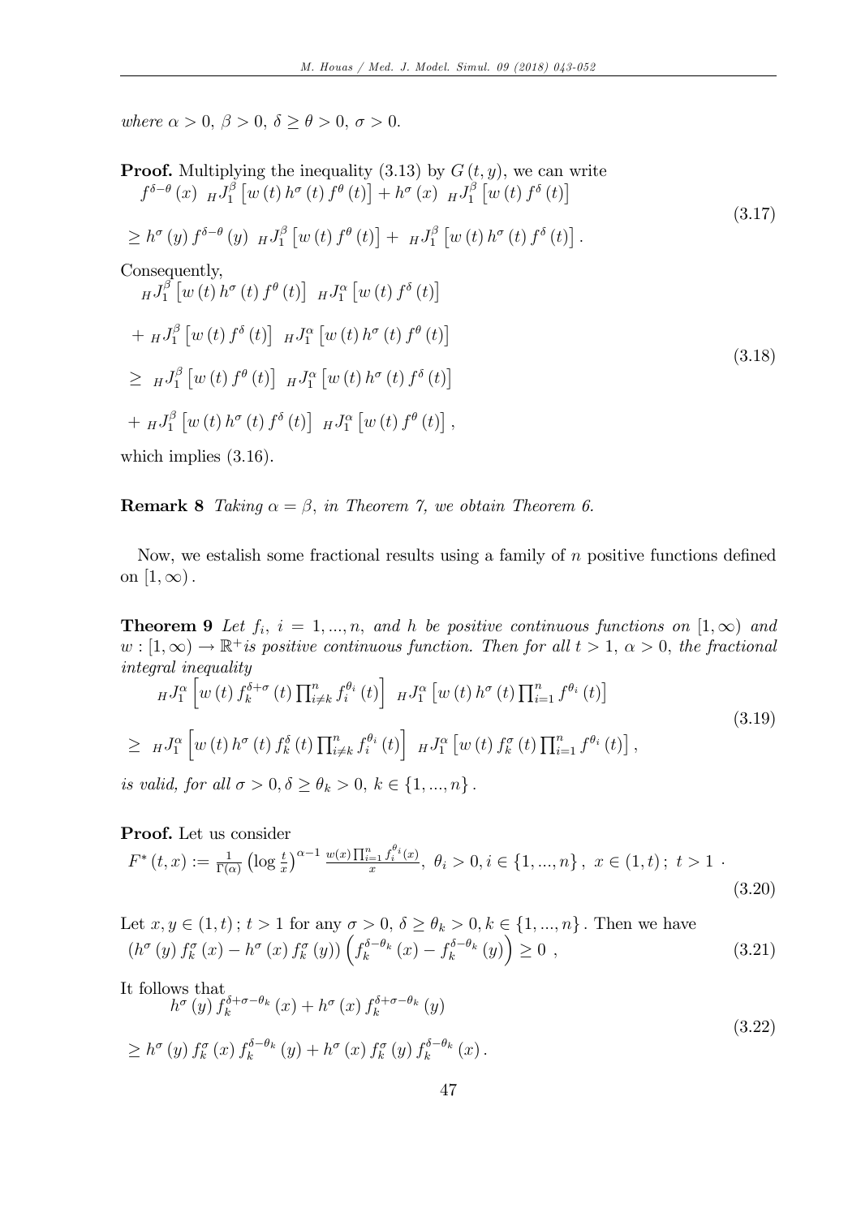*where $\alpha > 0$, $\beta > 0$, $\delta \geq \theta > 0$, $\sigma > 0$.*

**Proof.** Multiplying the inequality (3.13) by $G(t, y)$, we can write

$$
\begin{aligned}
& f^{\delta-\theta}(x) \ {}_H J_1^{\beta}\left[w(t) h^{\sigma}(t) f^{\theta}(t)\right] + h^{\sigma}(x) \ {}_H J_1^{\beta}\left[w(t) f^{\delta}(t)\right] \\
& \geq h^{\sigma}(y) f^{\delta-\theta}(y) \ {}_H J_1^{\beta}\left[w(t) f^{\theta}(t)\right] + \ {}_H J_1^{\beta}\left[w(t) h^{\sigma}(t) f^{\delta}(t)\right].
\end{aligned}
\tag{3.17}
$$

Consequently,

$$
\begin{aligned}
& {}_H J_1^{\beta}\left[w(t) h^{\sigma}(t) f^{\theta}(t)\right] \ {}_H J_1^{\alpha}\left[w(t) f^{\delta}(t)\right] \\
& + \ {}_H J_1^{\beta}\left[w(t) f^{\delta}(t)\right] \ {}_H J_1^{\alpha}\left[w(t) h^{\sigma}(t) f^{\theta}(t)\right] \\
& \geq \ {}_H J_1^{\beta}\left[w(t) f^{\theta}(t)\right] \ {}_H J_1^{\alpha}\left[w(t) h^{\sigma}(t) f^{\delta}(t)\right] \\
& + \ {}_H J_1^{\beta}\left[w(t) h^{\sigma}(t) f^{\delta}(t)\right] \ {}_H J_1^{\alpha}\left[w(t) f^{\theta}(t)\right],
\end{aligned}
\tag{3.18}
$$

which implies (3.16).

**Remark 8** *Taking $\alpha = \beta$, in Theorem 7, we obtain Theorem 6.*

Now, we estalish some fractional results using a family of $n$ positive functions defined on $[1, \infty)$.

**Theorem 9** *Let $f_i$, $i = 1, ..., n$, and $h$ be positive continuous functions on $[1, \infty)$ and $w : [1, \infty) \to \mathbb{R}^+$is positive continuous function. Then for all $t > 1$, $\alpha > 0$, the fractional integral inequality*

$$
\begin{aligned}
& {}_H J_1^{\alpha}\left[w(t) f_k^{\delta+\sigma}(t) \prod_{i \neq k}^{n} f_i^{\theta_i}(t)\right] \ {}_H J_1^{\alpha}\left[w(t) h^{\sigma}(t) \prod_{i=1}^{n} f^{\theta_i}(t)\right] \\
& \geq \ {}_H J_1^{\alpha}\left[w(t) h^{\sigma}(t) f_k^{\delta}(t) \prod_{i \neq k}^{n} f_i^{\theta_i}(t)\right] \ {}_H J_1^{\alpha}\left[w(t) f_k^{\sigma}(t) \prod_{i=1}^{n} f^{\theta_i}(t)\right],
\end{aligned}
\tag{3.19}
$$

*is valid, for all $\sigma > 0, \delta \geq \theta_k > 0$, $k \in \{1, ..., n\}$.*

**Proof.** Let us consider

$$
F^*(t, x) := \frac{1}{\Gamma(\alpha)}\left(\log \frac{t}{x}\right)^{\alpha-1} \frac{w(x) \prod_{i=1}^{n} f_i^{\theta_i}(x)}{x}, \ \theta_i > 0, i \in \{1, ..., n\}, \ x \in (1, t); \ t > 1 \ . \tag{3.20}
$$

Let $x, y \in (1, t); t > 1$ for any $\sigma > 0$, $\delta \geq \theta_k > 0, k \in \{1, ..., n\}$. Then we have

$$
\left(h^{\sigma}(y) f_k^{\sigma}(x) - h^{\sigma}(x) f_k^{\sigma}(y)\right)\left(f_k^{\delta-\theta_k}(x) - f_k^{\delta-\theta_k}(y)\right) \geq 0 \ , \tag{3.21}
$$

It follows that

$$
\begin{aligned}
& h^{\sigma}(y) f_k^{\delta+\sigma-\theta_k}(x) + h^{\sigma}(x) f_k^{\delta+\sigma-\theta_k}(y) \\
& \geq h^{\sigma}(y) f_k^{\sigma}(x) f_k^{\delta-\theta_k}(y) + h^{\sigma}(x) f_k^{\sigma}(y) f_k^{\delta-\theta_k}(x).
\end{aligned}
\tag{3.22}
$$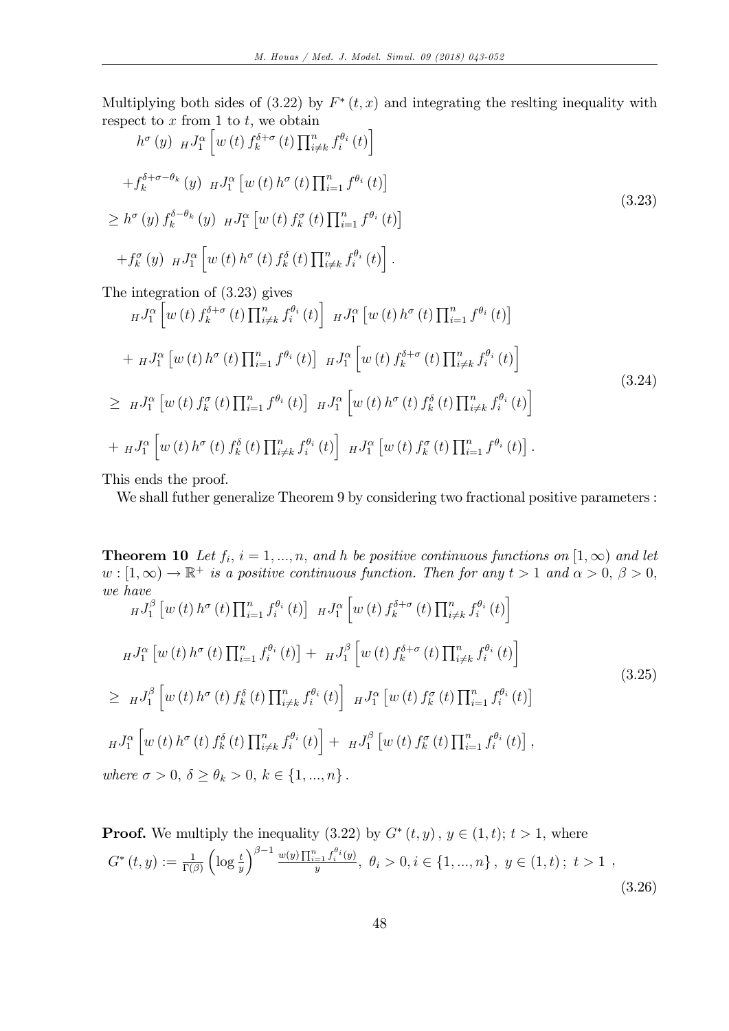Multiplying both sides of (3.22) by $F^*(t,x)$ and integrating the reslting inequality with respect to $x$ from 1 to $t$, we obtain

$$
\begin{aligned}
&h^{\sigma}(y)\ {}_HJ_1^{\alpha}\left[w(t)\,f_k^{\delta+\sigma}(t)\prod_{i\neq k}^{n}f_i^{\theta_i}(t)\right] \\
&+f_k^{\delta+\sigma-\theta_k}(y)\ {}_HJ_1^{\alpha}\left[w(t)\,h^{\sigma}(t)\prod_{i=1}^{n}f^{\theta_i}(t)\right] \\
&\geq h^{\sigma}(y)\,f_k^{\delta-\theta_k}(y)\ {}_HJ_1^{\alpha}\left[w(t)\,f_k^{\sigma}(t)\prod_{i=1}^{n}f^{\theta_i}(t)\right] \\
&+f_k^{\sigma}(y)\ {}_HJ_1^{\alpha}\left[w(t)\,h^{\sigma}(t)\,f_k^{\delta}(t)\prod_{i\neq k}^{n}f_i^{\theta_i}(t)\right].
\end{aligned}
\tag{3.23}
$$

The integration of (3.23) gives

$$
\begin{aligned}
&{}_HJ_1^{\alpha}\left[w(t)\,f_k^{\delta+\sigma}(t)\prod_{i\neq k}^{n}f_i^{\theta_i}(t)\right]\ {}_HJ_1^{\alpha}\left[w(t)\,h^{\sigma}(t)\prod_{i=1}^{n}f^{\theta_i}(t)\right] \\
&+\ {}_HJ_1^{\alpha}\left[w(t)\,h^{\sigma}(t)\prod_{i=1}^{n}f^{\theta_i}(t)\right]\ {}_HJ_1^{\alpha}\left[w(t)\,f_k^{\delta+\sigma}(t)\prod_{i\neq k}^{n}f_i^{\theta_i}(t)\right] \\
&\geq\ {}_HJ_1^{\alpha}\left[w(t)\,f_k^{\sigma}(t)\prod_{i=1}^{n}f^{\theta_i}(t)\right]\ {}_HJ_1^{\alpha}\left[w(t)\,h^{\sigma}(t)\,f_k^{\delta}(t)\prod_{i\neq k}^{n}f_i^{\theta_i}(t)\right] \\
&+\ {}_HJ_1^{\alpha}\left[w(t)\,h^{\sigma}(t)\,f_k^{\delta}(t)\prod_{i\neq k}^{n}f_i^{\theta_i}(t)\right]\ {}_HJ_1^{\alpha}\left[w(t)\,f_k^{\sigma}(t)\prod_{i=1}^{n}f^{\theta_i}(t)\right].
\end{aligned}
\tag{3.24}
$$

This ends the proof.

We shall futher generalize Theorem 9 by considering two fractional positive parameters :

**Theorem 10** *Let $f_i$, $i=1,...,n$, and $h$ be positive continuous functions on $[1,\infty)$ and let $w:[1,\infty)\to\mathbb{R}^+$ is a positive continuous function. Then for any $t>1$ and $\alpha>0$, $\beta>0$, we have*

$$
\begin{aligned}
&{}_HJ_1^{\beta}\left[w(t)\,h^{\sigma}(t)\prod_{i=1}^{n}f_i^{\theta_i}(t)\right]\ {}_HJ_1^{\alpha}\left[w(t)\,f_k^{\delta+\sigma}(t)\prod_{i\neq k}^{n}f_i^{\theta_i}(t)\right] \\
&{}_HJ_1^{\alpha}\left[w(t)\,h^{\sigma}(t)\prod_{i=1}^{n}f_i^{\theta_i}(t)\right]+\ {}_HJ_1^{\beta}\left[w(t)\,f_k^{\delta+\sigma}(t)\prod_{i\neq k}^{n}f_i^{\theta_i}(t)\right] \\
&\geq\ {}_HJ_1^{\beta}\left[w(t)\,h^{\sigma}(t)\,f_k^{\delta}(t)\prod_{i\neq k}^{n}f_i^{\theta_i}(t)\right]\ {}_HJ_1^{\alpha}\left[w(t)\,f_k^{\sigma}(t)\prod_{i=1}^{n}f_i^{\theta_i}(t)\right] \\
&{}_HJ_1^{\alpha}\left[w(t)\,h^{\sigma}(t)\,f_k^{\delta}(t)\prod_{i\neq k}^{n}f_i^{\theta_i}(t)\right]+\ {}_HJ_1^{\beta}\left[w(t)\,f_k^{\sigma}(t)\prod_{i=1}^{n}f_i^{\theta_i}(t)\right],
\end{aligned}
\tag{3.25}
$$

*where $\sigma>0$, $\delta\geq\theta_k>0$, $k\in\{1,...,n\}$.*

**Proof.** We multiply the inequality (3.22) by $G^*(t,y)$, $y\in(1,t)$; $t>1$, where

$$
G^*(t,y):=\frac{1}{\Gamma(\beta)}\left(\log\frac{t}{y}\right)^{\beta-1}\frac{w(y)\prod_{i=1}^{n}f_i^{\theta_i}(y)}{y},\ \ \theta_i>0, i\in\{1,...,n\},\ y\in(1,t);\ t>1\ ,
\tag{3.26}
$$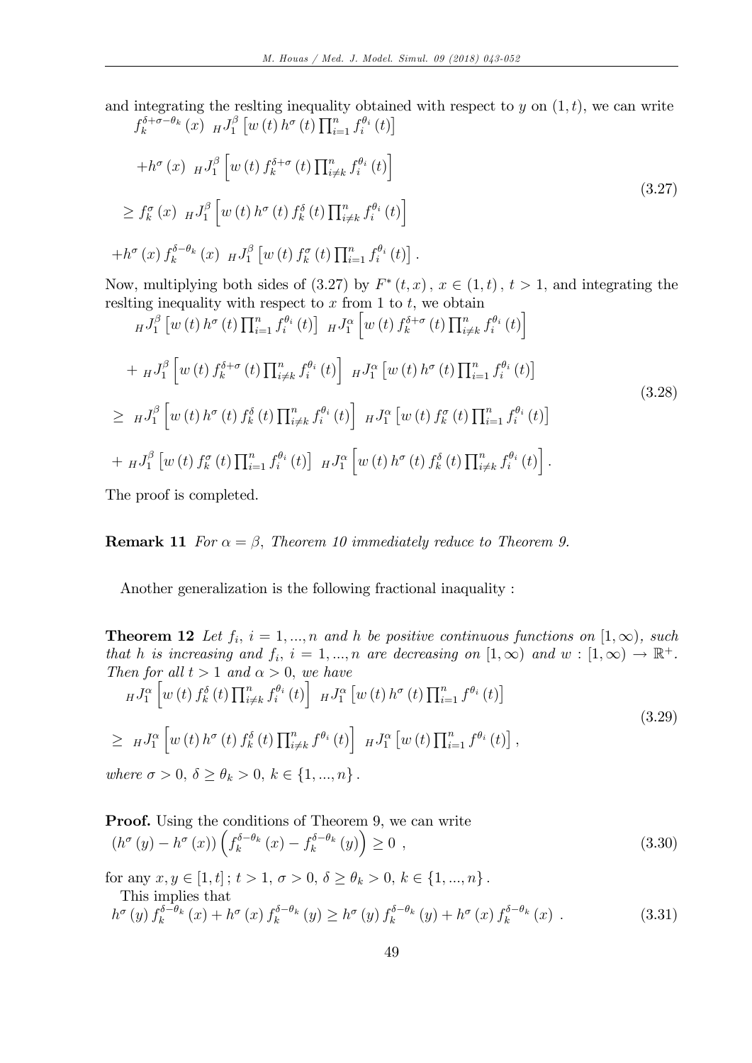and integrating the reslting inequality obtained with respect to $y$ on $(1,t)$, we can write

$$
\begin{aligned}
& f_k^{\delta+\sigma-\theta_k}(x)\ {}_HJ_1^{\beta}\left[w(t)\,h^{\sigma}(t)\prod_{i=1}^{n} f_i^{\theta_i}(t)\right] \\
& +h^{\sigma}(x)\ {}_HJ_1^{\beta}\left[w(t)\,f_k^{\delta+\sigma}(t)\prod_{i\neq k}^{n} f_i^{\theta_i}(t)\right] \\
& \geq f_k^{\sigma}(x)\ {}_HJ_1^{\beta}\left[w(t)\,h^{\sigma}(t)\,f_k^{\delta}(t)\prod_{i\neq k}^{n} f_i^{\theta_i}(t)\right] \\
& +h^{\sigma}(x)\,f_k^{\delta-\theta_k}(x)\ {}_HJ_1^{\beta}\left[w(t)\,f_k^{\sigma}(t)\prod_{i=1}^{n} f_i^{\theta_i}(t)\right].
\end{aligned}
\tag{3.27}
$$

Now, multiplying both sides of (3.27) by $F^{*}(t,x)$, $x\in(1,t)$, $t>1$, and integrating the reslting inequality with respect to $x$ from 1 to $t$, we obtain

$$
\begin{aligned}
& {}_HJ_1^{\beta}\left[w(t)\,h^{\sigma}(t)\prod_{i=1}^{n} f_i^{\theta_i}(t)\right]\ {}_HJ_1^{\alpha}\left[w(t)\,f_k^{\delta+\sigma}(t)\prod_{i\neq k}^{n} f_i^{\theta_i}(t)\right] \\
& +\ {}_HJ_1^{\beta}\left[w(t)\,f_k^{\delta+\sigma}(t)\prod_{i\neq k}^{n} f_i^{\theta_i}(t)\right]\ {}_HJ_1^{\alpha}\left[w(t)\,h^{\sigma}(t)\prod_{i=1}^{n} f_i^{\theta_i}(t)\right] \\
& \geq\ {}_HJ_1^{\beta}\left[w(t)\,h^{\sigma}(t)\,f_k^{\delta}(t)\prod_{i\neq k}^{n} f_i^{\theta_i}(t)\right]\ {}_HJ_1^{\alpha}\left[w(t)\,f_k^{\sigma}(t)\prod_{i=1}^{n} f_i^{\theta_i}(t)\right] \\
& +\ {}_HJ_1^{\beta}\left[w(t)\,f_k^{\sigma}(t)\prod_{i=1}^{n} f_i^{\theta_i}(t)\right]\ {}_HJ_1^{\alpha}\left[w(t)\,h^{\sigma}(t)\,f_k^{\delta}(t)\prod_{i\neq k}^{n} f_i^{\theta_i}(t)\right].
\end{aligned}
\tag{3.28}
$$

The proof is completed.

**Remark 11** *For $\alpha=\beta$, Theorem 10 immediately reduce to Theorem 9.*

Another generalization is the following fractional inaquality :

**Theorem 12** *Let $f_i$, $i=1,...,n$ and $h$ be positive continuous functions on $[1,\infty)$, such that $h$ is increasing and $f_i$, $i=1,...,n$ are decreasing on $[1,\infty)$ and $w:[1,\infty)\rightarrow\mathbb{R}^{+}$. Then for all $t>1$ and $\alpha>0$, we have*

$$
\begin{aligned}
& {}_HJ_1^{\alpha}\left[w(t)\,f_k^{\delta}(t)\prod_{i\neq k}^{n} f_i^{\theta_i}(t)\right]\ {}_HJ_1^{\alpha}\left[w(t)\,h^{\sigma}(t)\prod_{i=1}^{n} f^{\theta_i}(t)\right] \\
& \geq\ {}_HJ_1^{\alpha}\left[w(t)\,h^{\sigma}(t)\,f_k^{\delta}(t)\prod_{i\neq k}^{n} f^{\theta_i}(t)\right]\ {}_HJ_1^{\alpha}\left[w(t)\prod_{i=1}^{n} f^{\theta_i}(t)\right],
\end{aligned}
\tag{3.29}
$$

*where $\sigma>0$, $\delta\geq\theta_k>0$, $k\in\{1,...,n\}$.*

**Proof.** Using the conditions of Theorem 9, we can write

$$
\left(h^{\sigma}(y)-h^{\sigma}(x)\right)\left(f_k^{\delta-\theta_k}(x)-f_k^{\delta-\theta_k}(y)\right)\geq 0\ , \tag{3.30}
$$

for any $x,y\in[1,t]$; $t>1$, $\sigma>0$, $\delta\geq\theta_k>0$, $k\in\{1,...,n\}$.

This implies that

$$
h^{\sigma}(y)\,f_k^{\delta-\theta_k}(x)+h^{\sigma}(x)\,f_k^{\delta-\theta_k}(y)\geq h^{\sigma}(y)\,f_k^{\delta-\theta_k}(y)+h^{\sigma}(x)\,f_k^{\delta-\theta_k}(x)\ . \tag{3.31}
$$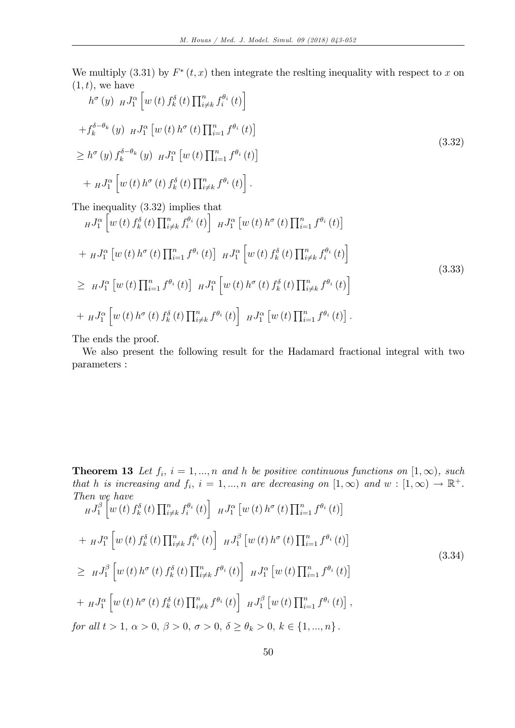We multiply (3.31) by $F^{*}(t,x)$ then integrate the reslting inequality with respect to $x$ on $(1,t)$, we have

$$
\begin{aligned}
& h^{\sigma}(y)\ {}_HJ_1^{\alpha}\left[w(t)\, f_k^{\delta}(t)\prod_{i\neq k}^{n} f_i^{\theta_i}(t)\right] \\
& +f_k^{\delta-\theta_k}(y)\ {}_HJ_1^{\alpha}\left[w(t)\, h^{\sigma}(t)\prod_{i=1}^{n} f^{\theta_i}(t)\right] \\
& \geq h^{\sigma}(y)\, f_k^{\delta-\theta_k}(y)\ {}_HJ_1^{\alpha}\left[w(t)\prod_{i=1}^{n} f^{\theta_i}(t)\right] \\
& +\ {}_HJ_1^{\alpha}\left[w(t)\, h^{\sigma}(t)\, f_k^{\delta}(t)\prod_{i\neq k}^{n} f^{\theta_i}(t)\right].
\end{aligned}
\tag{3.32}
$$

The inequality (3.32) implies that

$$
\begin{aligned}
& {}_HJ_1^{\alpha}\left[w(t)\, f_k^{\delta}(t)\prod_{i\neq k}^{n} f_i^{\theta_i}(t)\right]\ {}_HJ_1^{\alpha}\left[w(t)\, h^{\sigma}(t)\prod_{i=1}^{n} f^{\theta_i}(t)\right] \\
& +\ {}_HJ_1^{\alpha}\left[w(t)\, h^{\sigma}(t)\prod_{i=1}^{n} f^{\theta_i}(t)\right]\ {}_HJ_1^{\alpha}\left[w(t)\, f_k^{\delta}(t)\prod_{i\neq k}^{n} f_i^{\theta_i}(t)\right] \\
& \geq\ {}_HJ_1^{\alpha}\left[w(t)\prod_{i=1}^{n} f^{\theta_i}(t)\right]\ {}_HJ_1^{\alpha}\left[w(t)\, h^{\sigma}(t)\, f_k^{\delta}(t)\prod_{i\neq k}^{n} f^{\theta_i}(t)\right] \\
& +\ {}_HJ_1^{\alpha}\left[w(t)\, h^{\sigma}(t)\, f_k^{\delta}(t)\prod_{i\neq k}^{n} f^{\theta_i}(t)\right]\ {}_HJ_1^{\alpha}\left[w(t)\prod_{i=1}^{n} f^{\theta_i}(t)\right].
\end{aligned}
\tag{3.33}
$$

The ends the proof.

We also present the following result for the Hadamard fractional integral with two parameters :

**Theorem 13** *Let $f_i$, $i=1,...,n$ and $h$ be positive continuous functions on $[1,\infty)$, such that $h$ is increasing and $f_i$, $i=1,...,n$ are decreasing on $[1,\infty)$ and $w:[1,\infty)\rightarrow\mathbb{R}^{+}$. Then we have*

$$
\begin{aligned}
& {}_HJ_1^{\beta}\left[w(t)\, f_k^{\delta}(t)\prod_{i\neq k}^{n} f_i^{\theta_i}(t)\right]\ {}_HJ_1^{\alpha}\left[w(t)\, h^{\sigma}(t)\prod_{i=1}^{n} f^{\theta_i}(t)\right] \\
& +\ {}_HJ_1^{\alpha}\left[w(t)\, f_k^{\delta}(t)\prod_{i\neq k}^{n} f_i^{\theta_i}(t)\right]\ {}_HJ_1^{\beta}\left[w(t)\, h^{\sigma}(t)\prod_{i=1}^{n} f^{\theta_i}(t)\right] \\
& \geq\ {}_HJ_1^{\beta}\left[w(t)\, h^{\sigma}(t)\, f_k^{\delta}(t)\prod_{i\neq k}^{n} f^{\theta_i}(t)\right]\ {}_HJ_1^{\alpha}\left[w(t)\prod_{i=1}^{n} f^{\theta_i}(t)\right] \\
& +\ {}_HJ_1^{\alpha}\left[w(t)\, h^{\sigma}(t)\, f_k^{\delta}(t)\prod_{i\neq k}^{n} f^{\theta_i}(t)\right]\ {}_HJ_1^{\beta}\left[w(t)\prod_{i=1}^{n} f^{\theta_i}(t)\right],
\end{aligned}
\tag{3.34}
$$

*for all $t>1$, $\alpha>0$, $\beta>0$, $\sigma>0$, $\delta\geq\theta_k>0$, $k\in\{1,...,n\}$.*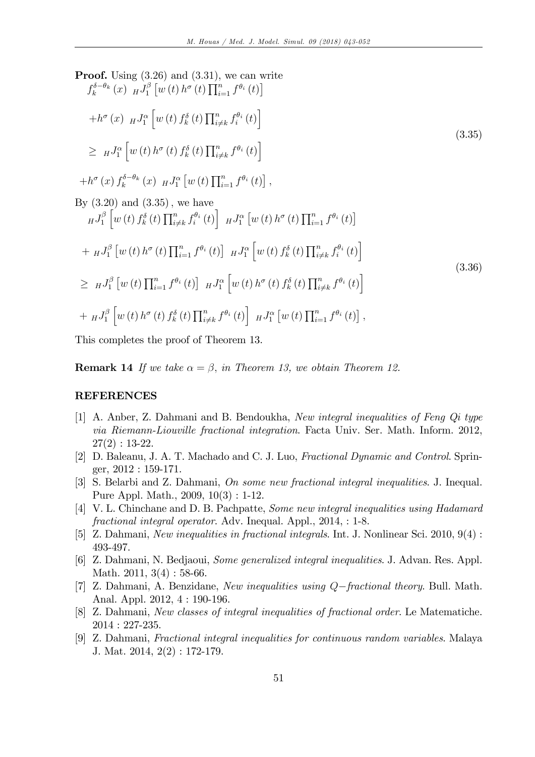**Proof.** Using (3.26) and (3.31), we can write

$$
\begin{aligned}
& f_k^{\delta-\theta_k}(x) \ {}_HJ_1^{\beta}\left[w(t)\,h^{\sigma}(t)\prod_{i=1}^{n} f^{\theta_i}(t)\right] \\
& +h^{\sigma}(x) \ {}_HJ_1^{\alpha}\left[w(t)\,f_k^{\delta}(t)\prod_{i\neq k}^{n} f_i^{\theta_i}(t)\right] \\
& \geq \ {}_HJ_1^{\alpha}\left[w(t)\,h^{\sigma}(t)\,f_k^{\delta}(t)\prod_{i\neq k}^{n} f^{\theta_i}(t)\right] \\
& +h^{\sigma}(x)\,f_k^{\delta-\theta_k}(x) \ {}_HJ_1^{\alpha}\left[w(t)\prod_{i=1}^{n} f^{\theta_i}(t)\right],
\end{aligned}
\tag{3.35}
$$

By (3.20) and (3.35), we have

$$
\begin{aligned}
& {}_HJ_1^{\beta}\left[w(t)\,f_k^{\delta}(t)\prod_{i\neq k}^{n} f_i^{\theta_i}(t)\right] \ {}_HJ_1^{\alpha}\left[w(t)\,h^{\sigma}(t)\prod_{i=1}^{n} f^{\theta_i}(t)\right] \\
& + \ {}_HJ_1^{\beta}\left[w(t)\,h^{\sigma}(t)\prod_{i=1}^{n} f^{\theta_i}(t)\right] \ {}_HJ_1^{\alpha}\left[w(t)\,f_k^{\delta}(t)\prod_{i\neq k}^{n} f_i^{\theta_i}(t)\right] \\
& \geq \ {}_HJ_1^{\beta}\left[w(t)\prod_{i=1}^{n} f^{\theta_i}(t)\right] \ {}_HJ_1^{\alpha}\left[w(t)\,h^{\sigma}(t)\,f_k^{\delta}(t)\prod_{i\neq k}^{n} f^{\theta_i}(t)\right] \\
& + \ {}_HJ_1^{\beta}\left[w(t)\,h^{\sigma}(t)\,f_k^{\delta}(t)\prod_{i\neq k}^{n} f^{\theta_i}(t)\right] \ {}_HJ_1^{\alpha}\left[w(t)\prod_{i=1}^{n} f^{\theta_i}(t)\right],
\end{aligned}
\tag{3.36}
$$

This completes the proof of Theorem 13.

**Remark 14** *If we take $\alpha = \beta$, in Theorem 13, we obtain Theorem 12.*

## REFERENCES

[1] A. Anber, Z. Dahmani and B. Bendoukha, *New integral inequalities of Feng Qi type via Riemann-Liouville fractional integration*. Facta Univ. Ser. Math. Inform. 2012, 27(2) : 13-22.

[2] D. Baleanu, J. A. T. Machado and C. J. Luo, *Fractional Dynamic and Control*. Springer, 2012 : 159-171.

[3] S. Belarbi and Z. Dahmani, *On some new fractional integral inequalities*. J. Inequal. Pure Appl. Math., 2009, 10(3) : 1-12.

[4] V. L. Chinchane and D. B. Pachpatte, *Some new integral inequalities using Hadamard fractional integral operator*. Adv. Inequal. Appl., 2014, : 1-8.

[5] Z. Dahmani, *New inequalities in fractional integrals*. Int. J. Nonlinear Sci. 2010, 9(4) : 493-497.

[6] Z. Dahmani, N. Bedjaoui, *Some generalized integral inequalities*. J. Advan. Res. Appl. Math. 2011, 3(4) : 58-66.

[7] Z. Dahmani, A. Benzidane, *New inequalities using $Q-$fractional theory*. Bull. Math. Anal. Appl. 2012, 4 : 190-196.

[8] Z. Dahmani, *New classes of integral inequalities of fractional order*. Le Matematiche. 2014 : 227-235.

[9] Z. Dahmani, *Fractional integral inequalities for continuous random variables*. Malaya J. Mat. 2014, 2(2) : 172-179.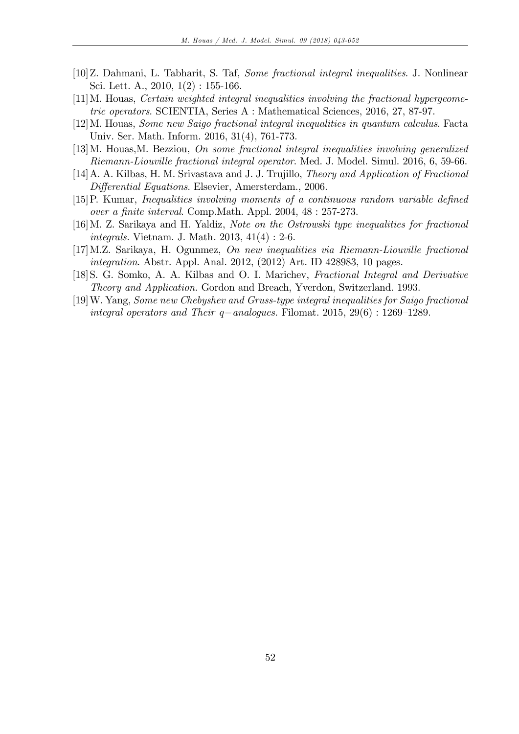[10] Z. Dahmani, L. Tabharit, S. Taf, *Some fractional integral inequalities*. J. Nonlinear Sci. Lett. A., 2010, 1(2) : 155-166.

[11] M. Houas, *Certain weighted integral inequalities involving the fractional hypergeometric operators*. SCIENTIA, Series A : Mathematical Sciences, 2016, 27, 87-97.

[12] M. Houas, *Some new Saigo fractional integral inequalities in quantum calculus*. Facta Univ. Ser. Math. Inform. 2016, 31(4), 761-773.

[13] M. Houas,M. Bezziou, *On some fractional integral inequalities involving generalized Riemann-Liouville fractional integral operator*. Med. J. Model. Simul. 2016, 6, 59-66.

[14] A. A. Kilbas, H. M. Srivastava and J. J. Trujillo, *Theory and Application of Fractional Differential Equations*. Elsevier, Amersterdam., 2006.

[15] P. Kumar, *Inequalities involving moments of a continuous random variable defined over a finite interval*. Comp.Math. Appl. 2004, 48 : 257-273.

[16] M. Z. Sarikaya and H. Yaldiz, *Note on the Ostrowski type inequalities for fractional integrals.* Vietnam. J. Math. 2013, 41(4) : 2-6.

[17] M.Z. Sarikaya, H. Ogunmez, *On new inequalities via Riemann-Liouville fractional integration*. Abstr. Appl. Anal. 2012, (2012) Art. ID 428983, 10 pages.

[18] S. G. Somko, A. A. Kilbas and O. I. Marichev, *Fractional Integral and Derivative Theory and Application.* Gordon and Breach, Yverdon, Switzerland. 1993.

[19] W. Yang, *Some new Chebyshev and Gruss-type integral inequalities for Saigo fractional integral operators and Their $q-$analogues.* Filomat. 2015, 29(6) : 1269–1289.